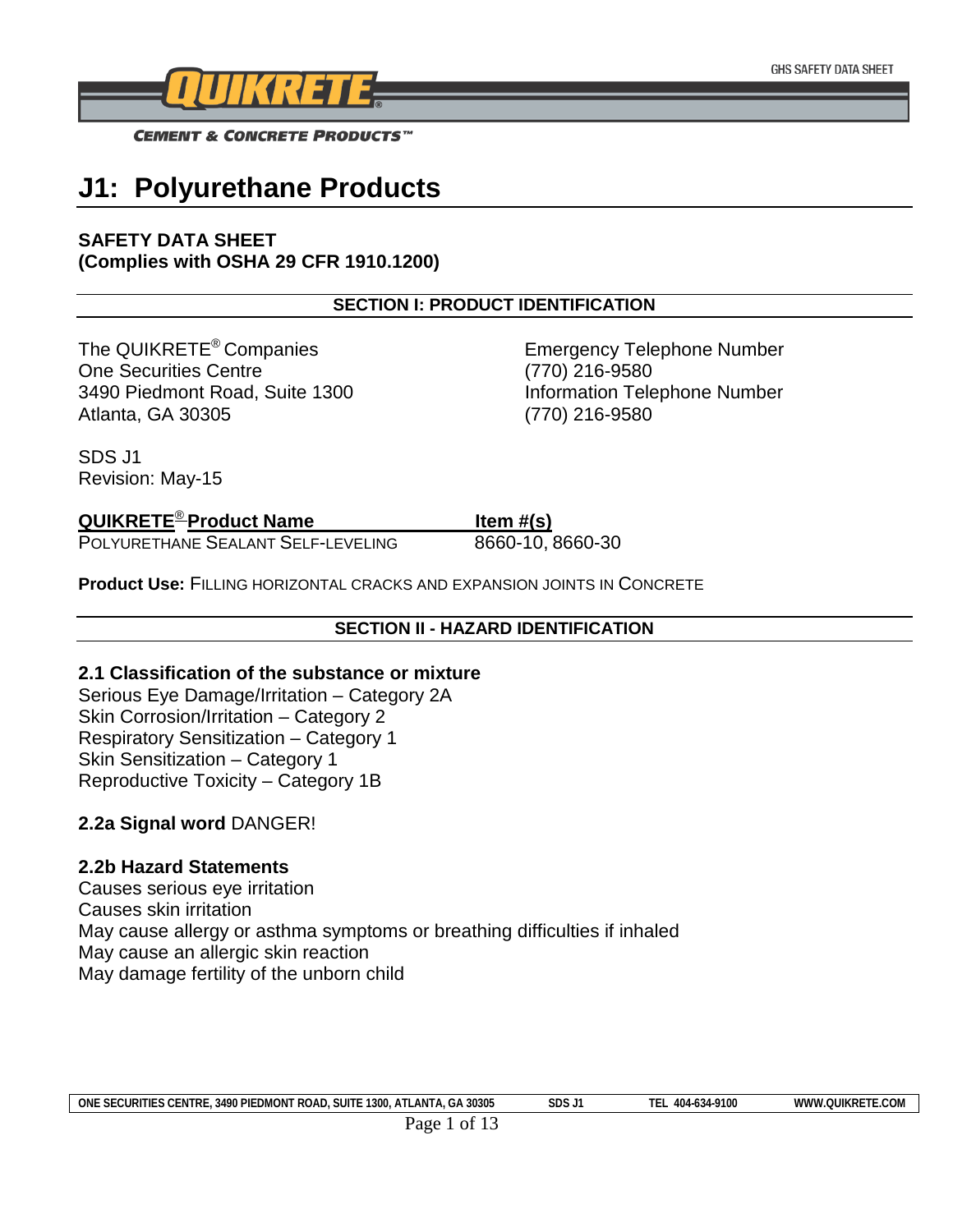# J1: Polyurethane Products

**SAFETY DATA SHEET**
**(Complies with OSHA 29 CFR 1910.1200)**

## SECTION I: PRODUCT IDENTIFICATION

The QUIKRETE® Companies
One Securities Centre
3490 Piedmont Road, Suite 1300
Atlanta, GA 30305

Emergency Telephone Number
(770) 216-9580
Information Telephone Number
(770) 216-9580

SDS J1
Revision: May-15

| QUIKRETE® Product Name | Item #(s) |
|---|---|
| POLYURETHANE SEALANT SELF-LEVELING | 8660-10, 8660-30 |

**Product Use:** FILLING HORIZONTAL CRACKS AND EXPANSION JOINTS IN CONCRETE

## SECTION II - HAZARD IDENTIFICATION

### 2.1 Classification of the substance or mixture

Serious Eye Damage/Irritation – Category 2A
Skin Corrosion/Irritation – Category 2
Respiratory Sensitization – Category 1
Skin Sensitization – Category 1
Reproductive Toxicity – Category 1B

### 2.2a Signal word DANGER!

### 2.2b Hazard Statements

Causes serious eye irritation
Causes skin irritation
May cause allergy or asthma symptoms or breathing difficulties if inhaled
May cause an allergic skin reaction
May damage fertility of the unborn child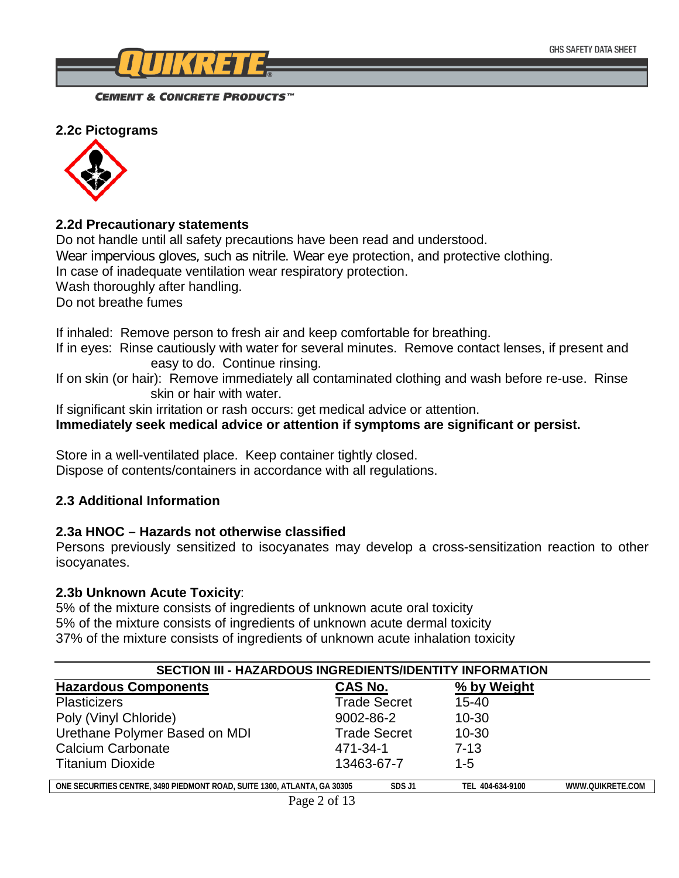### 2.2c Pictograms

### 2.2d Precautionary statements

Do not handle until all safety precautions have been read and understood.
Wear impervious gloves, such as nitrile. Wear eye protection, and protective clothing.
In case of inadequate ventilation wear respiratory protection.
Wash thoroughly after handling.
Do not breathe fumes

If inhaled: Remove person to fresh air and keep comfortable for breathing.
If in eyes: Rinse cautiously with water for several minutes. Remove contact lenses, if present and easy to do. Continue rinsing.
If on skin (or hair): Remove immediately all contaminated clothing and wash before re-use. Rinse skin or hair with water.
If significant skin irritation or rash occurs: get medical advice or attention.
**Immediately seek medical advice or attention if symptoms are significant or persist.**

Store in a well-ventilated place. Keep container tightly closed.
Dispose of contents/containers in accordance with all regulations.

### 2.3 Additional Information

### 2.3a HNOC – Hazards not otherwise classified

Persons previously sensitized to isocyanates may develop a cross-sensitization reaction to other isocyanates.

### 2.3b Unknown Acute Toxicity:

5% of the mixture consists of ingredients of unknown acute oral toxicity
5% of the mixture consists of ingredients of unknown acute dermal toxicity
37% of the mixture consists of ingredients of unknown acute inhalation toxicity

## SECTION III - HAZARDOUS INGREDIENTS/IDENTITY INFORMATION

| Hazardous Components | CAS No. | % by Weight |
|---|---|---|
| Plasticizers | Trade Secret | 15-40 |
| Poly (Vinyl Chloride) | 9002-86-2 | 10-30 |
| Urethane Polymer Based on MDI | Trade Secret | 10-30 |
| Calcium Carbonate | 471-34-1 | 7-13 |
| Titanium Dioxide | 13463-67-7 | 1-5 |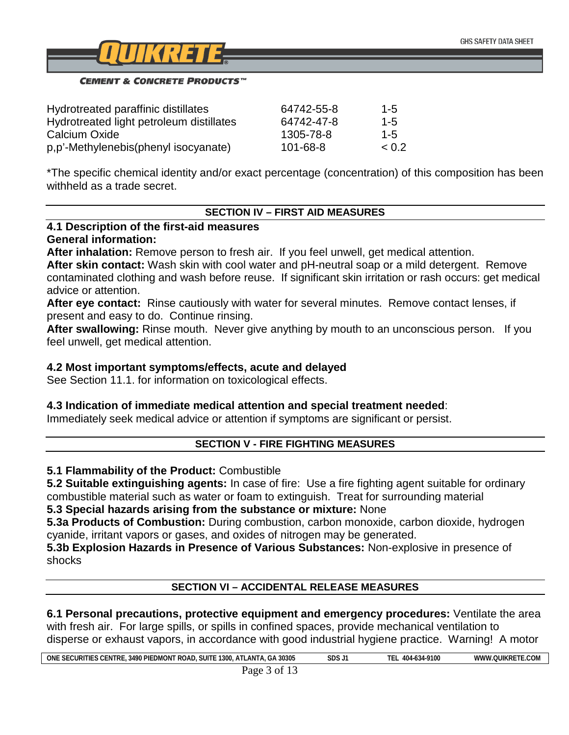| | | |
|---|---|---|
| Hydrotreated paraffinic distillates | 64742-55-8 | 1-5 |
| Hydrotreated light petroleum distillates | 64742-47-8 | 1-5 |
| Calcium Oxide | 1305-78-8 | 1-5 |
| p,p'-Methylenebis(phenyl isocyanate) | 101-68-8 | < 0.2 |

*The specific chemical identity and/or exact percentage (concentration) of this composition has been withheld as a trade secret.

## SECTION IV – FIRST AID MEASURES

**4.1 Description of the first-aid measures**

**General information:**

**After inhalation:** Remove person to fresh air. If you feel unwell, get medical attention.

**After skin contact:** Wash skin with cool water and pH-neutral soap or a mild detergent. Remove contaminated clothing and wash before reuse. If significant skin irritation or rash occurs: get medical advice or attention.

**After eye contact:** Rinse cautiously with water for several minutes. Remove contact lenses, if present and easy to do. Continue rinsing.

**After swallowing:** Rinse mouth. Never give anything by mouth to an unconscious person. If you feel unwell, get medical attention.

**4.2 Most important symptoms/effects, acute and delayed**

See Section 11.1. for information on toxicological effects.

**4.3 Indication of immediate medical attention and special treatment needed**:

Immediately seek medical advice or attention if symptoms are significant or persist.

## SECTION V - FIRE FIGHTING MEASURES

**5.1 Flammability of the Product:** Combustible

**5.2 Suitable extinguishing agents:** In case of fire: Use a fire fighting agent suitable for ordinary combustible material such as water or foam to extinguish. Treat for surrounding material

**5.3 Special hazards arising from the substance or mixture:** None

**5.3a Products of Combustion:** During combustion, carbon monoxide, carbon dioxide, hydrogen cyanide, irritant vapors or gases, and oxides of nitrogen may be generated.

**5.3b Explosion Hazards in Presence of Various Substances:** Non-explosive in presence of shocks

## SECTION VI – ACCIDENTAL RELEASE MEASURES

**6.1 Personal precautions, protective equipment and emergency procedures:** Ventilate the area with fresh air. For large spills, or spills in confined spaces, provide mechanical ventilation to disperse or exhaust vapors, in accordance with good industrial hygiene practice. Warning! A motor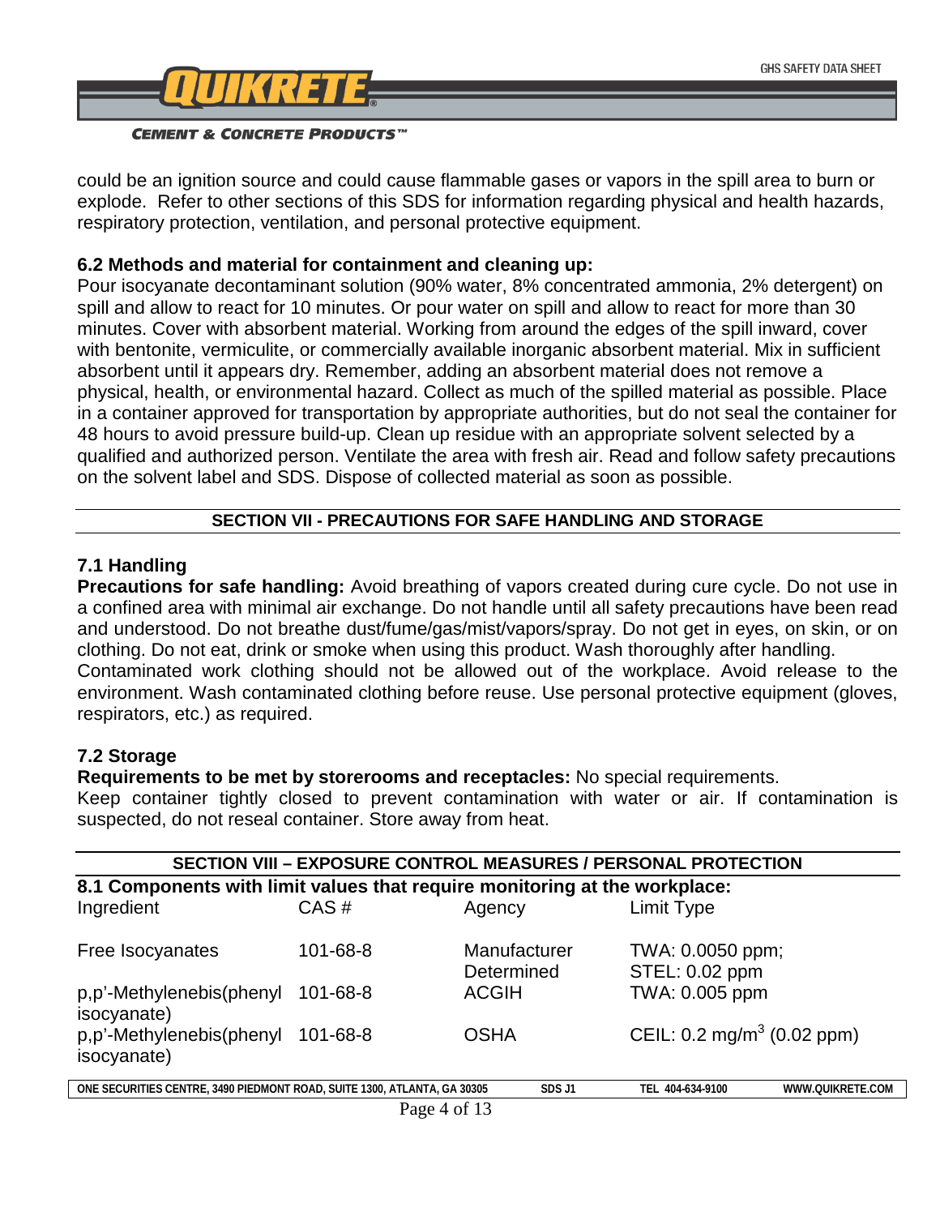could be an ignition source and could cause flammable gases or vapors in the spill area to burn or explode. Refer to other sections of this SDS for information regarding physical and health hazards, respiratory protection, ventilation, and personal protective equipment.

### 6.2 Methods and material for containment and cleaning up:

Pour isocyanate decontaminant solution (90% water, 8% concentrated ammonia, 2% detergent) on spill and allow to react for 10 minutes. Or pour water on spill and allow to react for more than 30 minutes. Cover with absorbent material. Working from around the edges of the spill inward, cover with bentonite, vermiculite, or commercially available inorganic absorbent material. Mix in sufficient absorbent until it appears dry. Remember, adding an absorbent material does not remove a physical, health, or environmental hazard. Collect as much of the spilled material as possible. Place in a container approved for transportation by appropriate authorities, but do not seal the container for 48 hours to avoid pressure build-up. Clean up residue with an appropriate solvent selected by a qualified and authorized person. Ventilate the area with fresh air. Read and follow safety precautions on the solvent label and SDS. Dispose of collected material as soon as possible.

## SECTION VII - PRECAUTIONS FOR SAFE HANDLING AND STORAGE

### 7.1 Handling

**Precautions for safe handling:** Avoid breathing of vapors created during cure cycle. Do not use in a confined area with minimal air exchange. Do not handle until all safety precautions have been read and understood. Do not breathe dust/fume/gas/mist/vapors/spray. Do not get in eyes, on skin, or on clothing. Do not eat, drink or smoke when using this product. Wash thoroughly after handling. Contaminated work clothing should not be allowed out of the workplace. Avoid release to the environment. Wash contaminated clothing before reuse. Use personal protective equipment (gloves, respirators, etc.) as required.

### 7.2 Storage

**Requirements to be met by storerooms and receptacles:** No special requirements.
Keep container tightly closed to prevent contamination with water or air. If contamination is suspected, do not reseal container. Store away from heat.

## SECTION VIII – EXPOSURE CONTROL MEASURES / PERSONAL PROTECTION

### 8.1 Components with limit values that require monitoring at the workplace:

| Ingredient | CAS # | Agency | Limit Type |
|---|---|---|---|
| Free Isocyanates | 101-68-8 | Manufacturer Determined | TWA: 0.0050 ppm; STEL: 0.02 ppm |
| p,p'-Methylenebis(phenyl isocyanate) | 101-68-8 | ACGIH | TWA: 0.005 ppm |
| p,p'-Methylenebis(phenyl isocyanate) | 101-68-8 | OSHA | CEIL: 0.2 mg/m$^3$ (0.02 ppm) |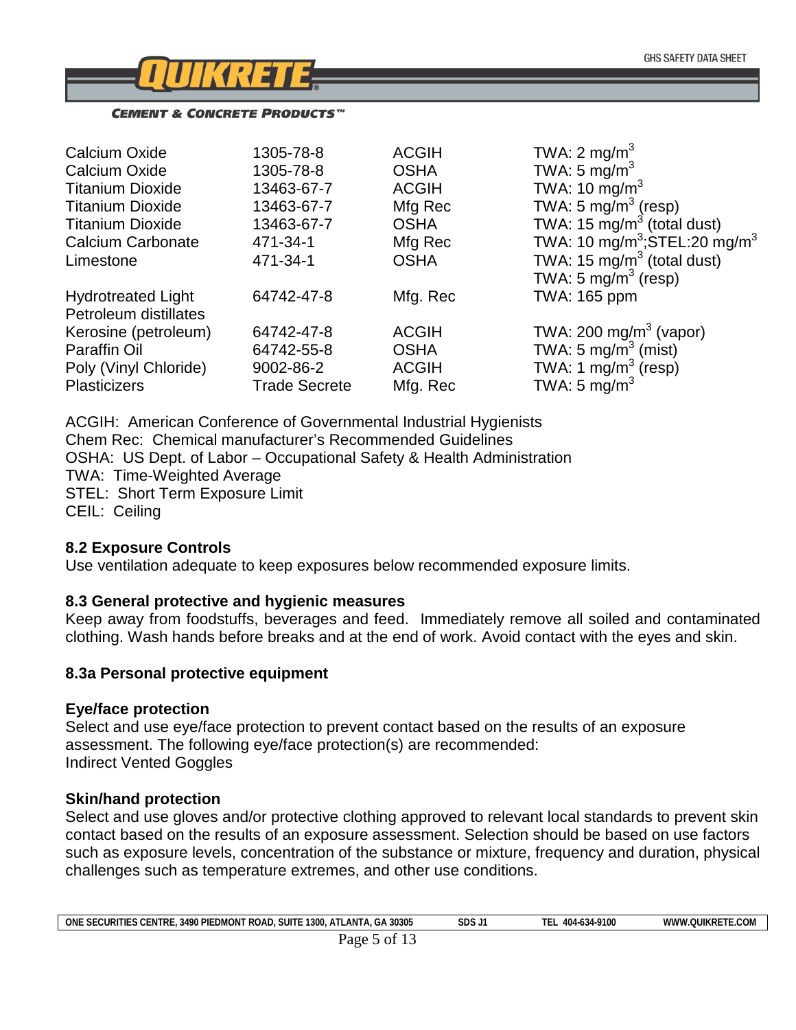| | | | |
|---|---|---|---|
| Calcium Oxide | 1305-78-8 | ACGIH | TWA: 2 $mg/m^3$ |
| Calcium Oxide | 1305-78-8 | OSHA | TWA: 5 $mg/m^3$ |
| Titanium Dioxide | 13463-67-7 | ACGIH | TWA: 10 $mg/m^3$ |
| Titanium Dioxide | 13463-67-7 | Mfg Rec | TWA: 5 $mg/m^3$ (resp) |
| Titanium Dioxide | 13463-67-7 | OSHA | TWA: 15 $mg/m^3$ (total dust) |
| Calcium Carbonate | 471-34-1 | Mfg Rec | TWA: 10 $mg/m^3$;STEL:20 $mg/m^3$ |
| Limestone | 471-34-1 | OSHA | TWA: 15 $mg/m^3$ (total dust) TWA: 5 $mg/m^3$ (resp) |
| Hydrotreated Light Petroleum distillates | 64742-47-8 | Mfg. Rec | TWA: 165 ppm |
| Kerosine (petroleum) | 64742-47-8 | ACGIH | TWA: 200 $mg/m^3$ (vapor) |
| Paraffin Oil | 64742-55-8 | OSHA | TWA: 5 $mg/m^3$ (mist) |
| Poly (Vinyl Chloride) | 9002-86-2 | ACGIH | TWA: 1 $mg/m^3$ (resp) |
| Plasticizers | Trade Secrete | Mfg. Rec | TWA: 5 $mg/m^3$ |

ACGIH: American Conference of Governmental Industrial Hygienists
Chem Rec: Chemical manufacturer's Recommended Guidelines
OSHA: US Dept. of Labor – Occupational Safety & Health Administration
TWA: Time-Weighted Average
STEL: Short Term Exposure Limit
CEIL: Ceiling

### 8.2 Exposure Controls

Use ventilation adequate to keep exposures below recommended exposure limits.

### 8.3 General protective and hygienic measures

Keep away from foodstuffs, beverages and feed. Immediately remove all soiled and contaminated clothing. Wash hands before breaks and at the end of work. Avoid contact with the eyes and skin.

### 8.3a Personal protective equipment

**Eye/face protection**

Select and use eye/face protection to prevent contact based on the results of an exposure assessment. The following eye/face protection(s) are recommended:
Indirect Vented Goggles

**Skin/hand protection**

Select and use gloves and/or protective clothing approved to relevant local standards to prevent skin contact based on the results of an exposure assessment. Selection should be based on use factors such as exposure levels, concentration of the substance or mixture, frequency and duration, physical challenges such as temperature extremes, and other use conditions.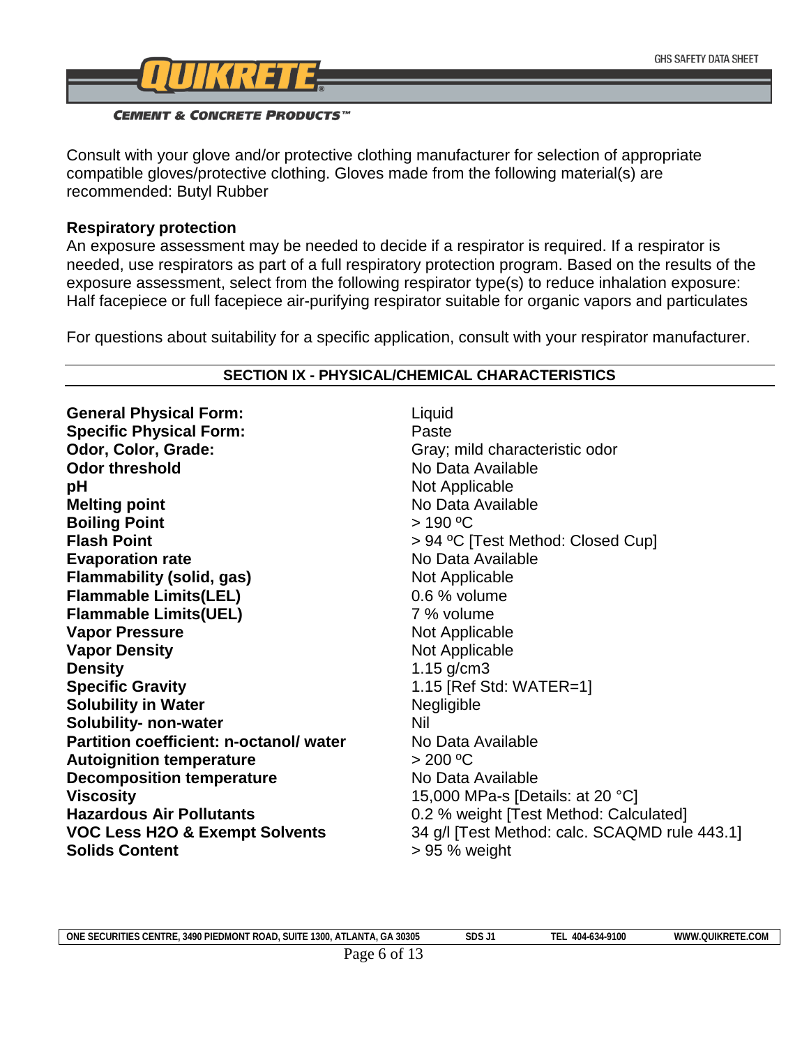Consult with your glove and/or protective clothing manufacturer for selection of appropriate compatible gloves/protective clothing. Gloves made from the following material(s) are recommended: Butyl Rubber

**Respiratory protection**

An exposure assessment may be needed to decide if a respirator is required. If a respirator is needed, use respirators as part of a full respiratory protection program. Based on the results of the exposure assessment, select from the following respirator type(s) to reduce inhalation exposure: Half facepiece or full facepiece air-purifying respirator suitable for organic vapors and particulates

For questions about suitability for a specific application, consult with your respirator manufacturer.

## SECTION IX - PHYSICAL/CHEMICAL CHARACTERISTICS

| | |
|---|---|
| **General Physical Form:** | Liquid |
| **Specific Physical Form:** | Paste |
| **Odor, Color, Grade:** | Gray; mild characteristic odor |
| **Odor threshold** | No Data Available |
| **pH** | Not Applicable |
| **Melting point** | No Data Available |
| **Boiling Point** | > 190 ºC |
| **Flash Point** | > 94 ºC [Test Method: Closed Cup] |
| **Evaporation rate** | No Data Available |
| **Flammability (solid, gas)** | Not Applicable |
| **Flammable Limits(LEL)** | 0.6 % volume |
| **Flammable Limits(UEL)** | 7 % volume |
| **Vapor Pressure** | Not Applicable |
| **Vapor Density** | Not Applicable |
| **Density** | 1.15 g/cm3 |
| **Specific Gravity** | 1.15 [Ref Std: WATER=1] |
| **Solubility in Water** | Negligible |
| **Solubility- non-water** | Nil |
| **Partition coefficient: n-octanol/ water** | No Data Available |
| **Autoignition temperature** | > 200 ºC |
| **Decomposition temperature** | No Data Available |
| **Viscosity** | 15,000 MPa-s [Details: at 20 °C] |
| **Hazardous Air Pollutants** | 0.2 % weight [Test Method: Calculated] |
| **VOC Less H2O & Exempt Solvents** | 34 g/l [Test Method: calc. SCAQMD rule 443.1] |
| **Solids Content** | > 95 % weight |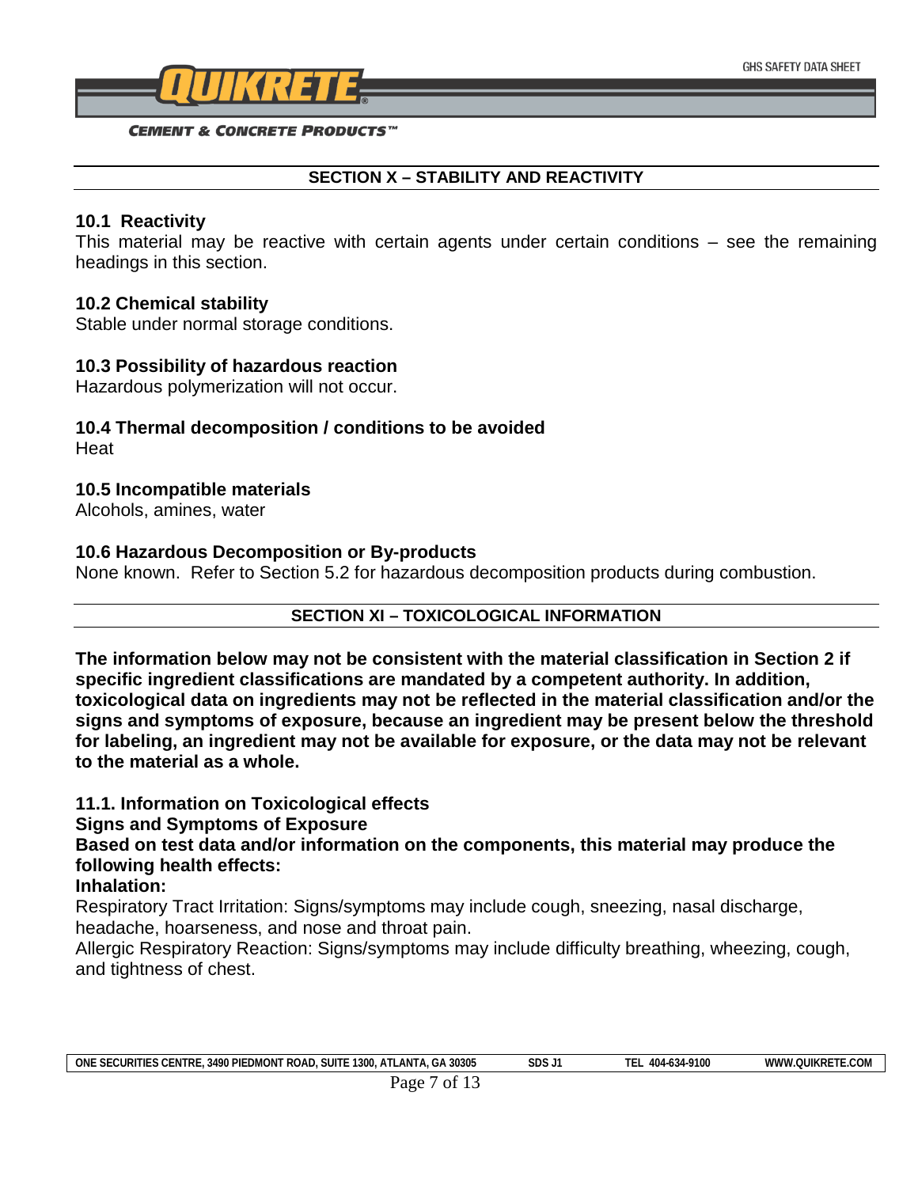## SECTION X – STABILITY AND REACTIVITY

### 10.1 Reactivity

This material may be reactive with certain agents under certain conditions – see the remaining headings in this section.

### 10.2 Chemical stability

Stable under normal storage conditions.

### 10.3 Possibility of hazardous reaction

Hazardous polymerization will not occur.

### 10.4 Thermal decomposition / conditions to be avoided

Heat

### 10.5 Incompatible materials

Alcohols, amines, water

### 10.6 Hazardous Decomposition or By-products

None known. Refer to Section 5.2 for hazardous decomposition products during combustion.

## SECTION XI – TOXICOLOGICAL INFORMATION

**The information below may not be consistent with the material classification in Section 2 if specific ingredient classifications are mandated by a competent authority. In addition, toxicological data on ingredients may not be reflected in the material classification and/or the signs and symptoms of exposure, because an ingredient may be present below the threshold for labeling, an ingredient may not be available for exposure, or the data may not be relevant to the material as a whole.**

### 11.1. Information on Toxicological effects

**Signs and Symptoms of Exposure**

**Based on test data and/or information on the components, this material may produce the following health effects:**

**Inhalation:**

Respiratory Tract Irritation: Signs/symptoms may include cough, sneezing, nasal discharge, headache, hoarseness, and nose and throat pain.

Allergic Respiratory Reaction: Signs/symptoms may include difficulty breathing, wheezing, cough, and tightness of chest.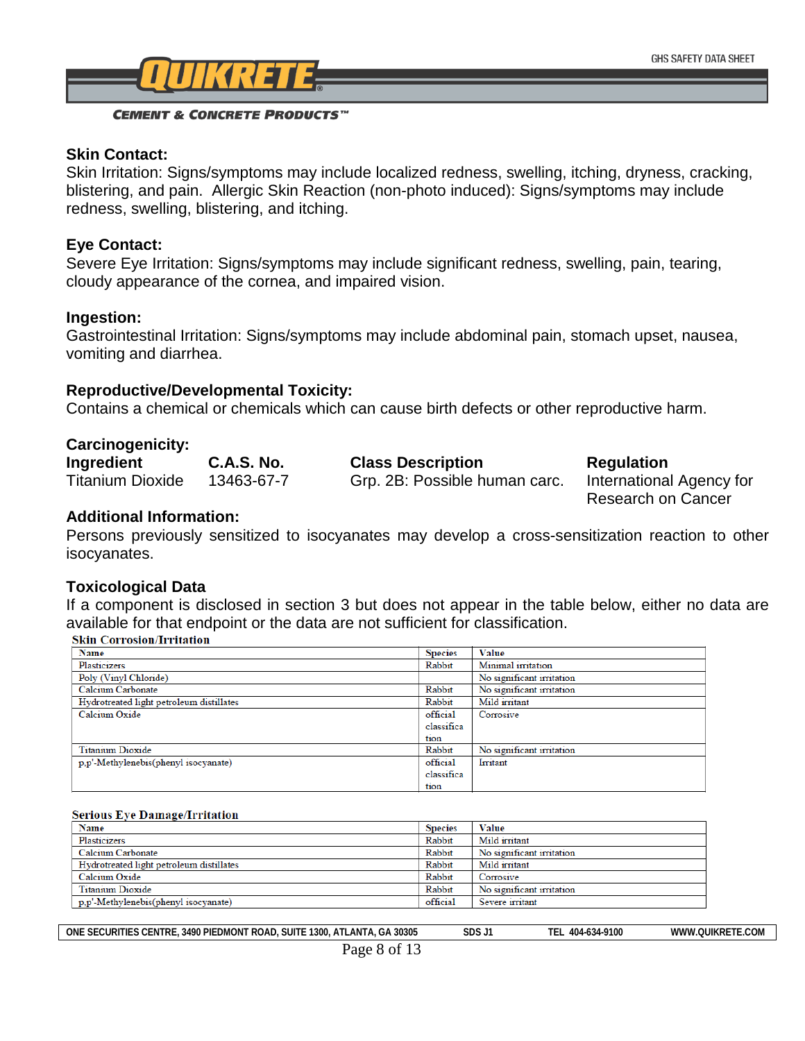### Skin Contact:

Skin Irritation: Signs/symptoms may include localized redness, swelling, itching, dryness, cracking, blistering, and pain. Allergic Skin Reaction (non-photo induced): Signs/symptoms may include redness, swelling, blistering, and itching.

### Eye Contact:

Severe Eye Irritation: Signs/symptoms may include significant redness, swelling, pain, tearing, cloudy appearance of the cornea, and impaired vision.

### Ingestion:

Gastrointestinal Irritation: Signs/symptoms may include abdominal pain, stomach upset, nausea, vomiting and diarrhea.

### Reproductive/Developmental Toxicity:

Contains a chemical or chemicals which can cause birth defects or other reproductive harm.

### Carcinogenicity:

| Ingredient | C.A.S. No. | Class Description | Regulation |
|---|---|---|---|
| Titanium Dioxide | 13463-67-7 | Grp. 2B: Possible human carc. | International Agency for Research on Cancer |

### Additional Information:

Persons previously sensitized to isocyanates may develop a cross-sensitization reaction to other isocyanates.

### Toxicological Data

If a component is disclosed in section 3 but does not appear in the table below, either no data are available for that endpoint or the data are not sufficient for classification.

**Skin Corrosion/Irritation**

| Name | Species | Value |
|---|---|---|
| Plasticizers | Rabbit | Minimal irritation |
| Poly (Vinyl Chloride) | | No significant irritation |
| Calcium Carbonate | Rabbit | No significant irritation |
| Hydrotreated light petroleum distillates | Rabbit | Mild irritant |
| Calcium Oxide | official classification | Corrosive |
| Titanium Dioxide | Rabbit | No significant irritation |
| p,p'-Methylenebis(phenyl isocyanate) | official classification | Irritant |

**Serious Eye Damage/Irritation**

| Name | Species | Value |
|---|---|---|
| Plasticizers | Rabbit | Mild irritant |
| Calcium Carbonate | Rabbit | No significant irritation |
| Hydrotreated light petroleum distillates | Rabbit | Mild irritant |
| Calcium Oxide | Rabbit | Corrosive |
| Titanium Dioxide | Rabbit | No significant irritation |
| p,p'-Methylenebis(phenyl isocyanate) | official | Severe irritant |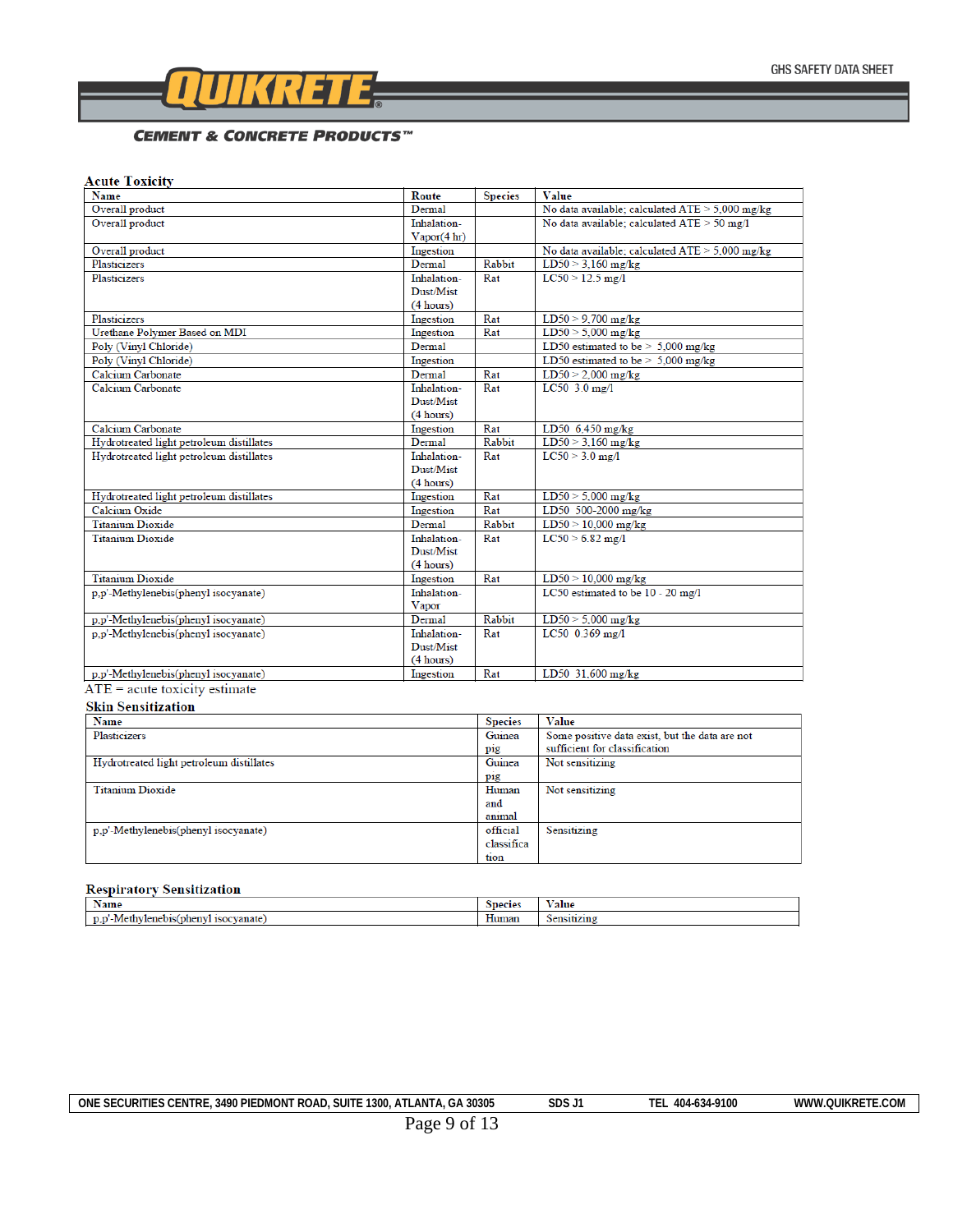### Acute Toxicity

| Name | Route | Species | Value |
|---|---|---|---|
| Overall product | Dermal | | No data available; calculated ATE > 5,000 mg/kg |
| Overall product | Inhalation-Vapor(4 hr) | | No data available; calculated ATE > 50 mg/l |
| Overall product | Ingestion | | No data available; calculated ATE > 5,000 mg/kg |
| Plasticizers | Dermal | Rabbit | LD50 > 3,160 mg/kg |
| Plasticizers | Inhalation-Dust/Mist (4 hours) | Rat | LC50 > 12.5 mg/l |
| Plasticizers | Ingestion | Rat | LD50 > 9,700 mg/kg |
| Urethane Polymer Based on MDI | Ingestion | Rat | LD50 > 5,000 mg/kg |
| Poly (Vinyl Chloride) | Dermal | | LD50 estimated to be > 5,000 mg/kg |
| Poly (Vinyl Chloride) | Ingestion | | LD50 estimated to be > 5,000 mg/kg |
| Calcium Carbonate | Dermal | Rat | LD50 > 2,000 mg/kg |
| Calcium Carbonate | Inhalation-Dust/Mist (4 hours) | Rat | LC50 3.0 mg/l |
| Calcium Carbonate | Ingestion | Rat | LD50 6,450 mg/kg |
| Hydrotreated light petroleum distillates | Dermal | Rabbit | LD50 > 3,160 mg/kg |
| Hydrotreated light petroleum distillates | Inhalation-Dust/Mist (4 hours) | Rat | LC50 > 3.0 mg/l |
| Hydrotreated light petroleum distillates | Ingestion | Rat | LD50 > 5,000 mg/kg |
| Calcium Oxide | Ingestion | Rat | LD50 500-2000 mg/kg |
| Titanium Dioxide | Dermal | Rabbit | LD50 > 10,000 mg/kg |
| Titanium Dioxide | Inhalation-Dust/Mist (4 hours) | Rat | LC50 > 6.82 mg/l |
| Titanium Dioxide | Ingestion | Rat | LD50 > 10,000 mg/kg |
| p,p'-Methylenebis(phenyl isocyanate) | Inhalation-Vapor | | LC50 estimated to be 10 - 20 mg/l |
| p,p'-Methylenebis(phenyl isocyanate) | Dermal | Rabbit | LD50 > 5,000 mg/kg |
| p,p'-Methylenebis(phenyl isocyanate) | Inhalation-Dust/Mist (4 hours) | Rat | LC50 0.369 mg/l |
| p,p'-Methylenebis(phenyl isocyanate) | Ingestion | Rat | LD50 31,600 mg/kg |

ATE = acute toxicity estimate

### Skin Sensitization

| Name | Species | Value |
|---|---|---|
| Plasticizers | Guinea pig | Some positive data exist, but the data are not sufficient for classification |
| Hydrotreated light petroleum distillates | Guinea pig | Not sensitizing |
| Titanium Dioxide | Human and animal | Not sensitizing |
| p,p'-Methylenebis(phenyl isocyanate) | official classification | Sensitizing |

### Respiratory Sensitization

| Name | Species | Value |
|---|---|---|
| p,p'-Methylenebis(phenyl isocyanate) | Human | Sensitizing |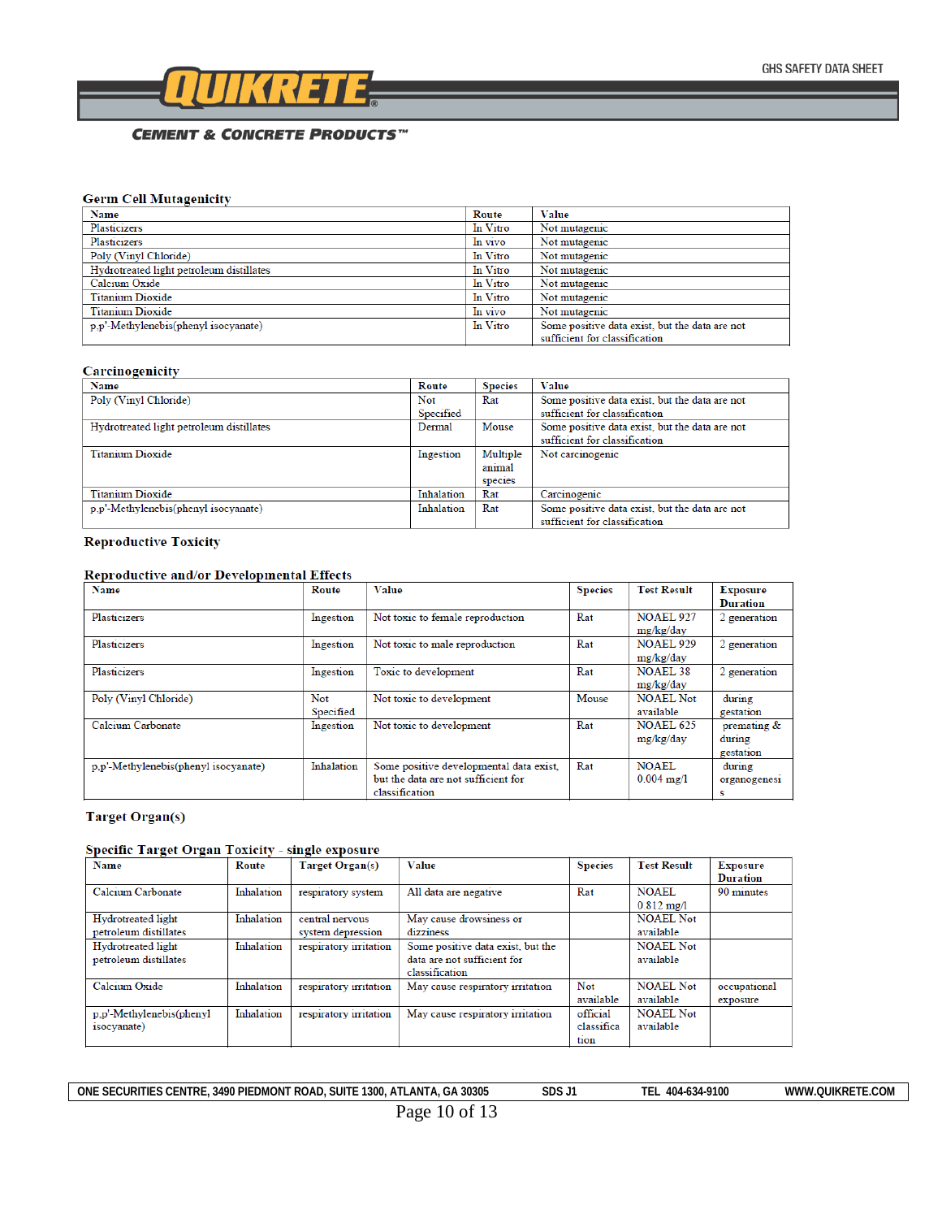### Germ Cell Mutagenicity

| Name | Route | Value |
|---|---|---|
| Plasticizers | In Vitro | Not mutagenic |
| Plasticizers | In vivo | Not mutagenic |
| Poly (Vinyl Chloride) | In Vitro | Not mutagenic |
| Hydrotreated light petroleum distillates | In Vitro | Not mutagenic |
| Calcium Oxide | In Vitro | Not mutagenic |
| Titanium Dioxide | In Vitro | Not mutagenic |
| Titanium Dioxide | In vivo | Not mutagenic |
| p,p'-Methylenebis(phenyl isocyanate) | In Vitro | Some positive data exist, but the data are not sufficient for classification |

### Carcinogenicity

| Name | Route | Species | Value |
|---|---|---|---|
| Poly (Vinyl Chloride) | Not Specified | Rat | Some positive data exist, but the data are not sufficient for classification |
| Hydrotreated light petroleum distillates | Dermal | Mouse | Some positive data exist, but the data are not sufficient for classification |
| Titanium Dioxide | Ingestion | Multiple animal species | Not carcinogenic |
| Titanium Dioxide | Inhalation | Rat | Carcinogenic |
| p,p'-Methylenebis(phenyl isocyanate) | Inhalation | Rat | Some positive data exist, but the data are not sufficient for classification |

### Reproductive Toxicity

#### Reproductive and/or Developmental Effects

| Name | Route | Value | Species | Test Result | Exposure Duration |
|---|---|---|---|---|---|
| Plasticizers | Ingestion | Not toxic to female reproduction | Rat | NOAEL 927 mg/kg/day | 2 generation |
| Plasticizers | Ingestion | Not toxic to male reproduction | Rat | NOAEL 929 mg/kg/day | 2 generation |
| Plasticizers | Ingestion | Toxic to development | Rat | NOAEL 38 mg/kg/day | 2 generation |
| Poly (Vinyl Chloride) | Not Specified | Not toxic to development | Mouse | NOAEL Not available | during gestation |
| Calcium Carbonate | Ingestion | Not toxic to development | Rat | NOAEL 625 mg/kg/day | premating & during gestation |
| p,p'-Methylenebis(phenyl isocyanate) | Inhalation | Some positive developmental data exist, but the data are not sufficient for classification | Rat | NOAEL 0.004 mg/l | during organogenesis |

### Target Organ(s)

#### Specific Target Organ Toxicity - single exposure

| Name | Route | Target Organ(s) | Value | Species | Test Result | Exposure Duration |
|---|---|---|---|---|---|---|
| Calcium Carbonate | Inhalation | respiratory system | All data are negative | Rat | NOAEL 0.812 mg/l | 90 minutes |
| Hydrotreated light petroleum distillates | Inhalation | central nervous system depression | May cause drowsiness or dizziness | | NOAEL Not available | |
| Hydrotreated light petroleum distillates | Inhalation | respiratory irritation | Some positive data exist, but the data are not sufficient for classification | | NOAEL Not available | |
| Calcium Oxide | Inhalation | respiratory irritation | May cause respiratory irritation | Not available | NOAEL Not available | occupational exposure |
| p,p'-Methylenebis(phenyl isocyanate) | Inhalation | respiratory irritation | May cause respiratory irritation | official classification | NOAEL Not available | |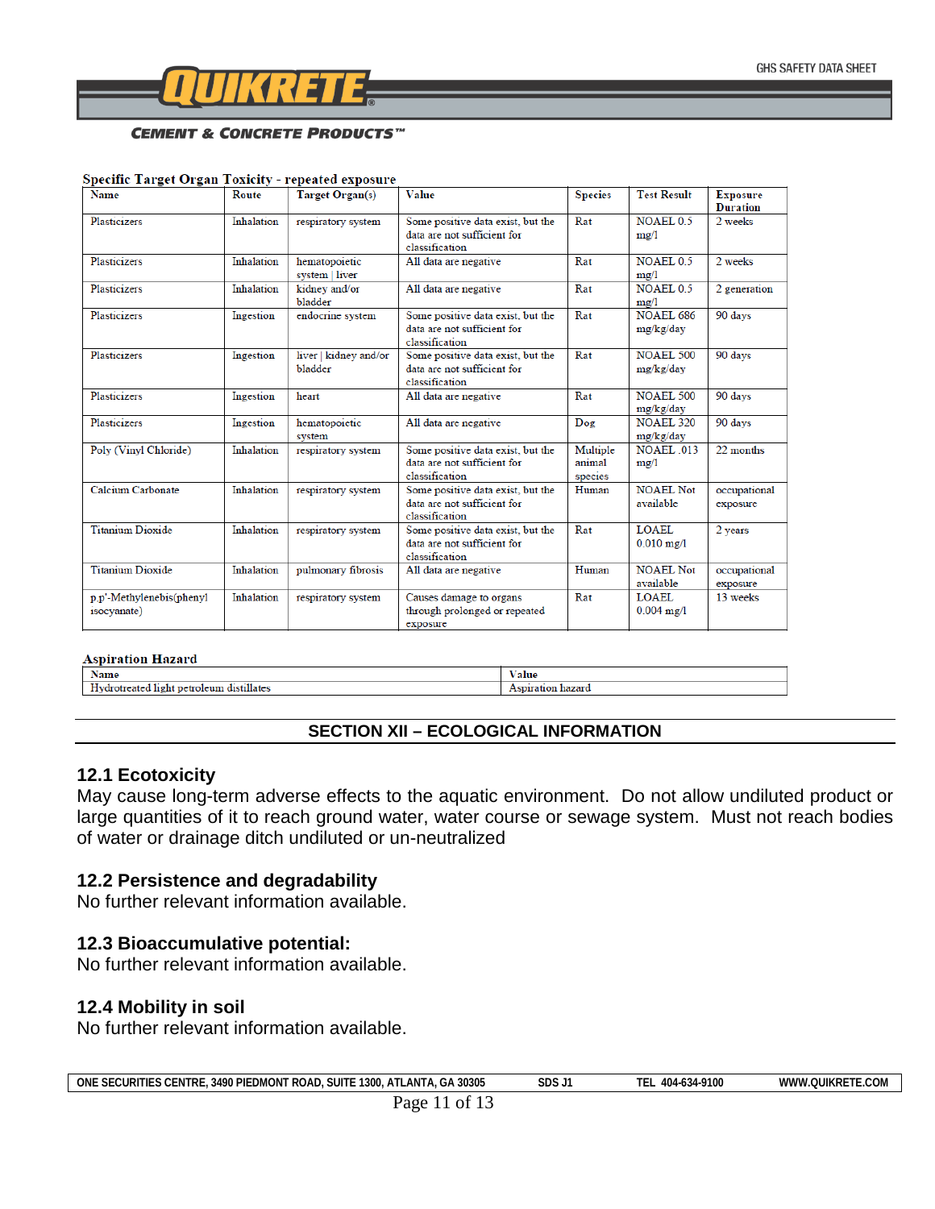**Specific Target Organ Toxicity - repeated exposure**

| Name | Route | Target Organ(s) | Value | Species | Test Result | Exposure Duration |
|---|---|---|---|---|---|---|
| Plasticizers | Inhalation | respiratory system | Some positive data exist, but the data are not sufficient for classification | Rat | NOAEL 0.5 mg/l | 2 weeks |
| Plasticizers | Inhalation | hematopoietic system \| liver | All data are negative | Rat | NOAEL 0.5 mg/l | 2 weeks |
| Plasticizers | Inhalation | kidney and/or bladder | All data are negative | Rat | NOAEL 0.5 mg/l | 2 generation |
| Plasticizers | Ingestion | endocrine system | Some positive data exist, but the data are not sufficient for classification | Rat | NOAEL 686 mg/kg/day | 90 days |
| Plasticizers | Ingestion | liver \| kidney and/or bladder | Some positive data exist, but the data are not sufficient for classification | Rat | NOAEL 500 mg/kg/day | 90 days |
| Plasticizers | Ingestion | heart | All data are negative | Rat | NOAEL 500 mg/kg/day | 90 days |
| Plasticizers | Ingestion | hematopoietic system | All data are negative | Dog | NOAEL 320 mg/kg/day | 90 days |
| Poly (Vinyl Chloride) | Inhalation | respiratory system | Some positive data exist, but the data are not sufficient for classification | Multiple animal species | NOAEL .013 mg/l | 22 months |
| Calcium Carbonate | Inhalation | respiratory system | Some positive data exist, but the data are not sufficient for classification | Human | NOAEL Not available | occupational exposure |
| Titanium Dioxide | Inhalation | respiratory system | Some positive data exist, but the data are not sufficient for classification | Rat | LOAEL 0.010 mg/l | 2 years |
| Titanium Dioxide | Inhalation | pulmonary fibrosis | All data are negative | Human | NOAEL Not available | occupational exposure |
| p,p'-Methylenebis(phenyl isocyanate) | Inhalation | respiratory system | Causes damage to organs through prolonged or repeated exposure | Rat | LOAEL 0.004 mg/l | 13 weeks |

**Aspiration Hazard**

| Name | Value |
|---|---|
| Hydrotreated light petroleum distillates | Aspiration hazard |

## SECTION XII – ECOLOGICAL INFORMATION

### 12.1 Ecotoxicity

May cause long-term adverse effects to the aquatic environment. Do not allow undiluted product or large quantities of it to reach ground water, water course or sewage system. Must not reach bodies of water or drainage ditch undiluted or un-neutralized

### 12.2 Persistence and degradability

No further relevant information available.

### 12.3 Bioaccumulative potential:

No further relevant information available.

### 12.4 Mobility in soil

No further relevant information available.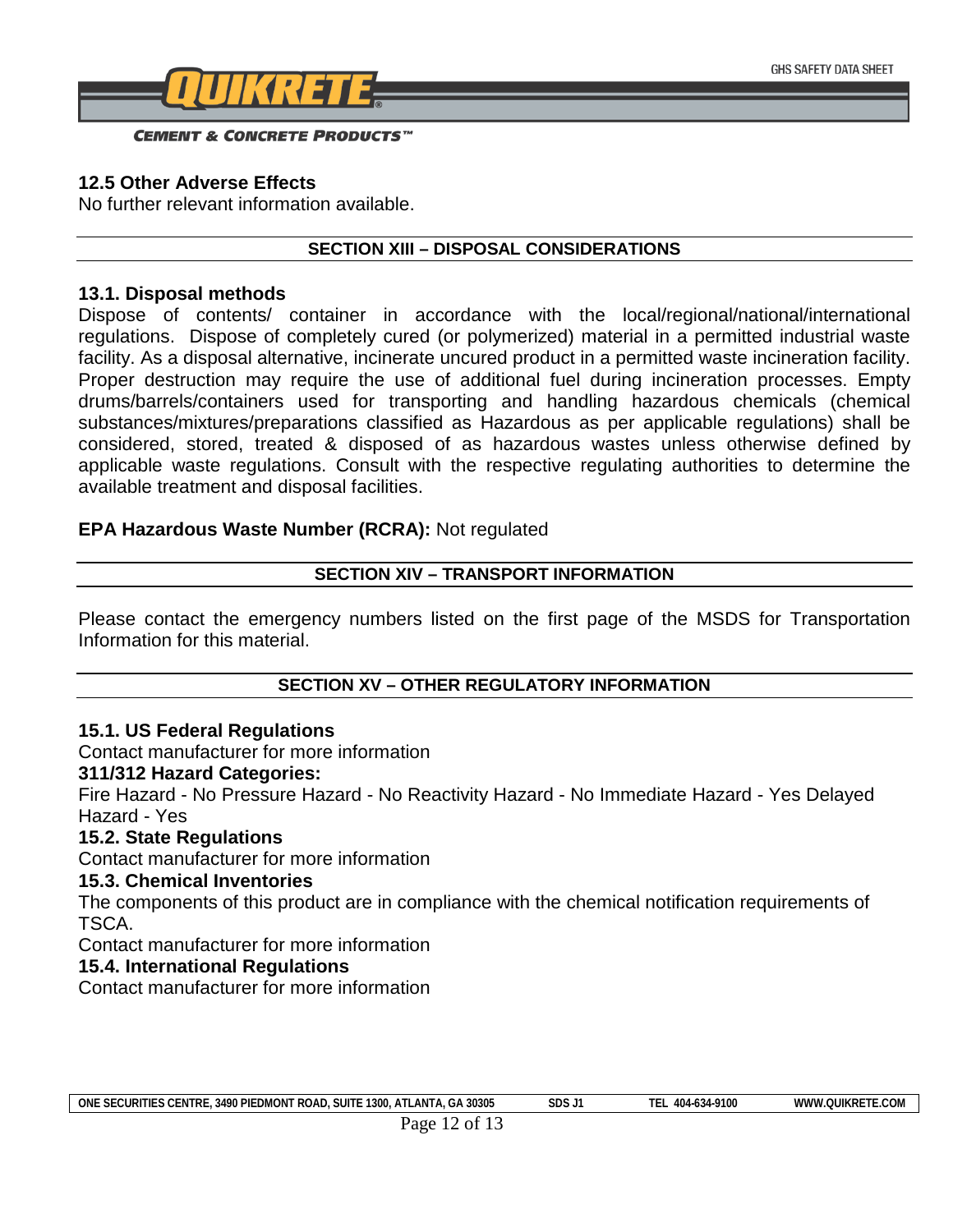### 12.5 Other Adverse Effects

No further relevant information available.

## SECTION XIII – DISPOSAL CONSIDERATIONS

### 13.1. Disposal methods

Dispose of contents/ container in accordance with the local/regional/national/international regulations. Dispose of completely cured (or polymerized) material in a permitted industrial waste facility. As a disposal alternative, incinerate uncured product in a permitted waste incineration facility. Proper destruction may require the use of additional fuel during incineration processes. Empty drums/barrels/containers used for transporting and handling hazardous chemicals (chemical substances/mixtures/preparations classified as Hazardous as per applicable regulations) shall be considered, stored, treated & disposed of as hazardous wastes unless otherwise defined by applicable waste regulations. Consult with the respective regulating authorities to determine the available treatment and disposal facilities.

**EPA Hazardous Waste Number (RCRA):** Not regulated

## SECTION XIV – TRANSPORT INFORMATION

Please contact the emergency numbers listed on the first page of the MSDS for Transportation Information for this material.

## SECTION XV – OTHER REGULATORY INFORMATION

### 15.1. US Federal Regulations

Contact manufacturer for more information

**311/312 Hazard Categories:**

Fire Hazard - No Pressure Hazard - No Reactivity Hazard - No Immediate Hazard - Yes Delayed Hazard - Yes

### 15.2. State Regulations

Contact manufacturer for more information

### 15.3. Chemical Inventories

The components of this product are in compliance with the chemical notification requirements of TSCA.

Contact manufacturer for more information

### 15.4. International Regulations

Contact manufacturer for more information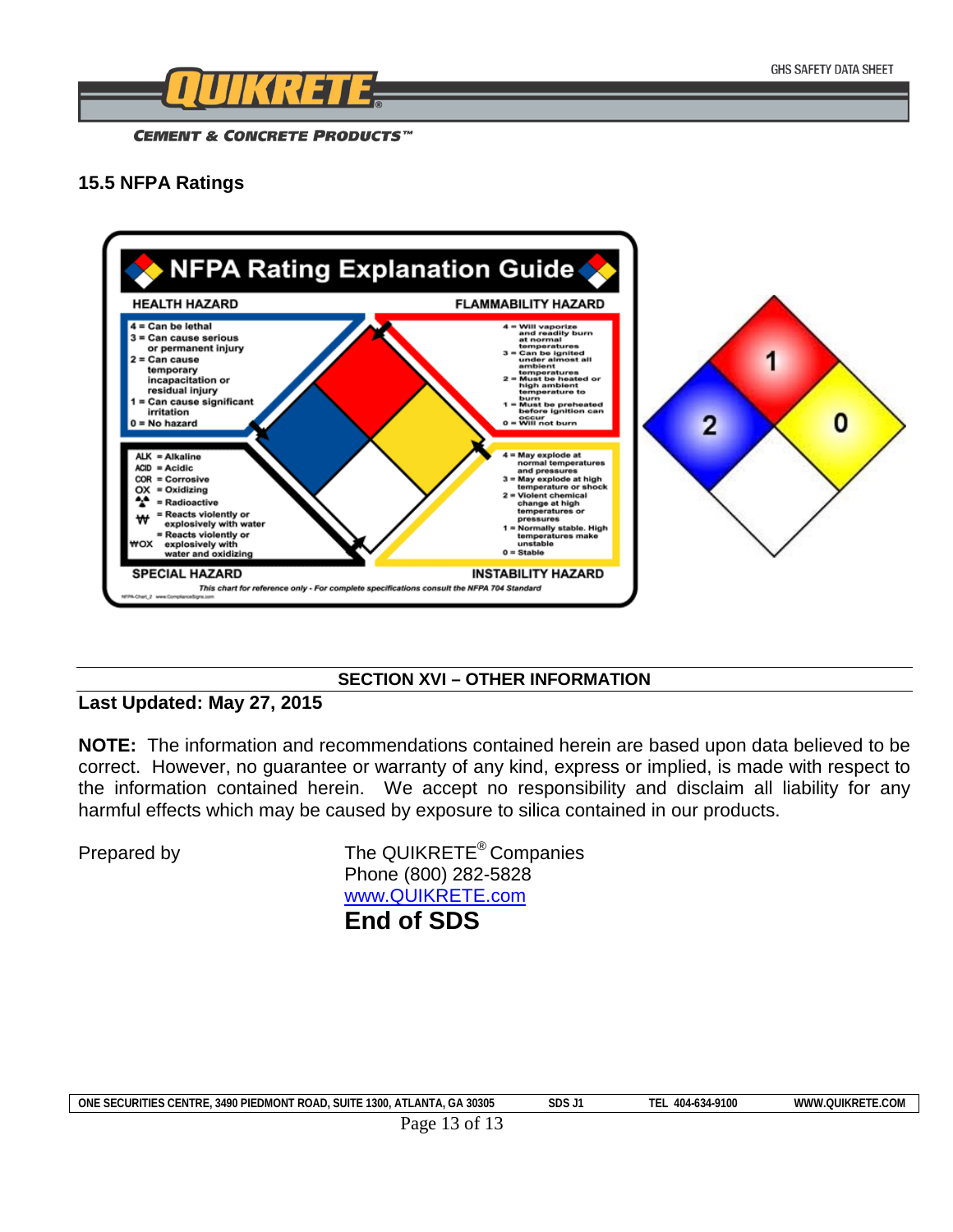## 15.5 NFPA Ratings

**NFPA Rating Explanation Guide**

**HEALTH HAZARD**

- 4 = Can be lethal
- 3 = Can cause serious or permanent injury
- 2 = Can cause temporary incapacitation or residual injury
- 1 = Can cause significant irritation
- 0 = No hazard

**FLAMMABILITY HAZARD**

- 4 = Will vaporize and readily burn at normal temperatures
- 3 = Can be ignited under almost all ambient temperatures
- 2 = Must be heated or high ambient temperature to burn
- 1 = Must be preheated before ignition can occur
- 0 = Will not burn

**SPECIAL HAZARD**

- ALK = Alkaline
- ACID = Acidic
- COR = Corrosive
- OX = Oxidizing
- = Radioactive
- ₩ = Reacts violently or explosively with water
- ₩OX = Reacts violently or explosively with water and oxidizing

**INSTABILITY HAZARD**

- 4 = May explode at normal temperatures and pressures
- 3 = May explode at high temperature or shock
- 2 = Violent chemical change at high temperatures or pressures
- 1 = Normally stable. High temperatures make unstable
- 0 = Stable

*This chart for reference only - For complete specifications consult the NFPA 704 Standard*

Health: 2, Flammability: 1, Instability: 0

## SECTION XVI – OTHER INFORMATION

**Last Updated: May 27, 2015**

**NOTE:** The information and recommendations contained herein are based upon data believed to be correct. However, no guarantee or warranty of any kind, express or implied, is made with respect to the information contained herein. We accept no responsibility and disclaim all liability for any harmful effects which may be caused by exposure to silica contained in our products.

Prepared by

The QUIKRETE® Companies
Phone (800) 282-5828
www.QUIKRETE.com

**End of SDS**